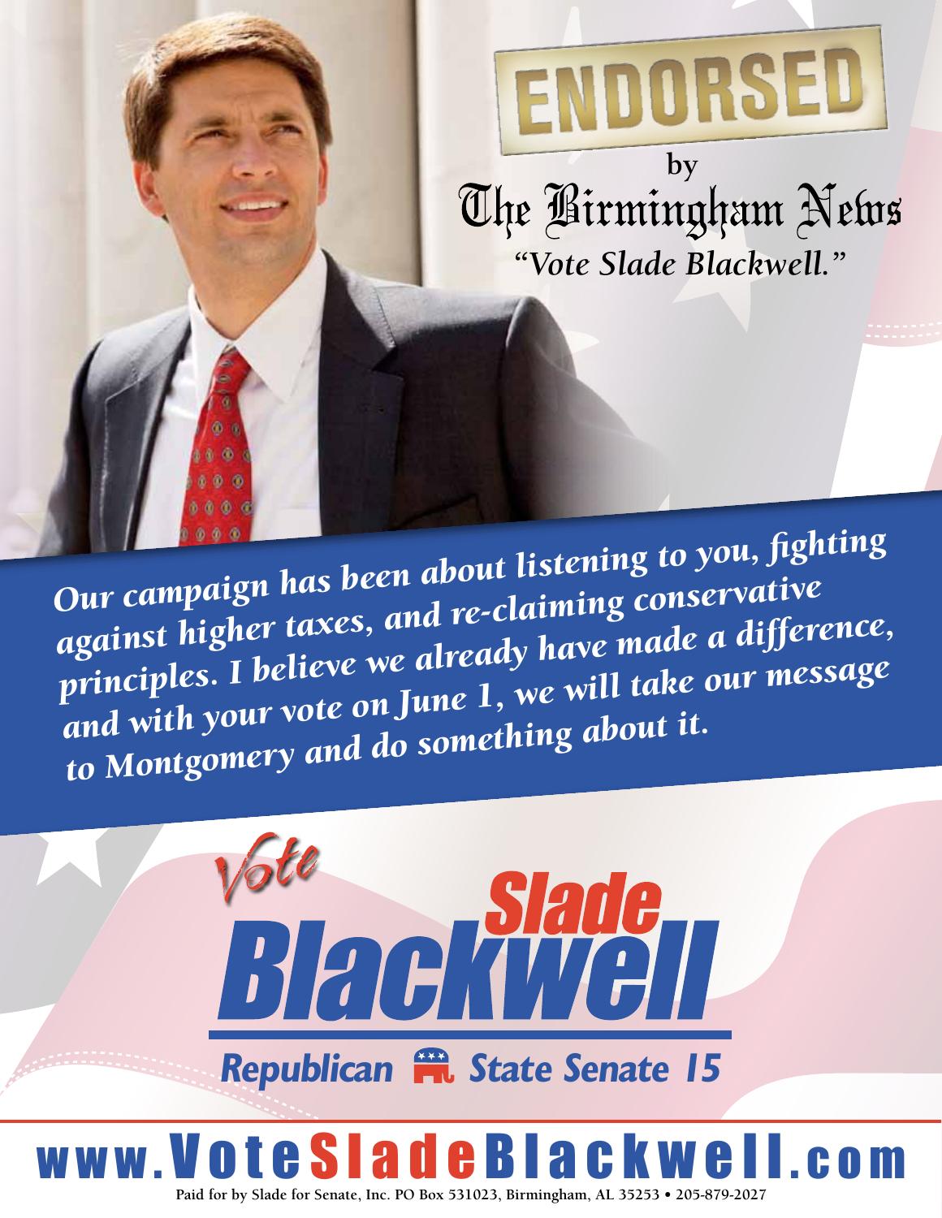# ENDORSED

by

The Birmingham News

*"Vote Slade Blackwell."*

***Our campaign has been about listening to you, fighting against higher taxes, and re-claiming conservative principles. I believe we already have made a difference, and with your vote on June 1, we will take our message to Montgomery and do something about it.***

# Vote Slade Blackwell

## Republican State Senate 15

# www.VoteSladeBlackwell.com

**Paid for by Slade for Senate, Inc. PO Box 531023, Birmingham, AL 35253 • 205-879-2027**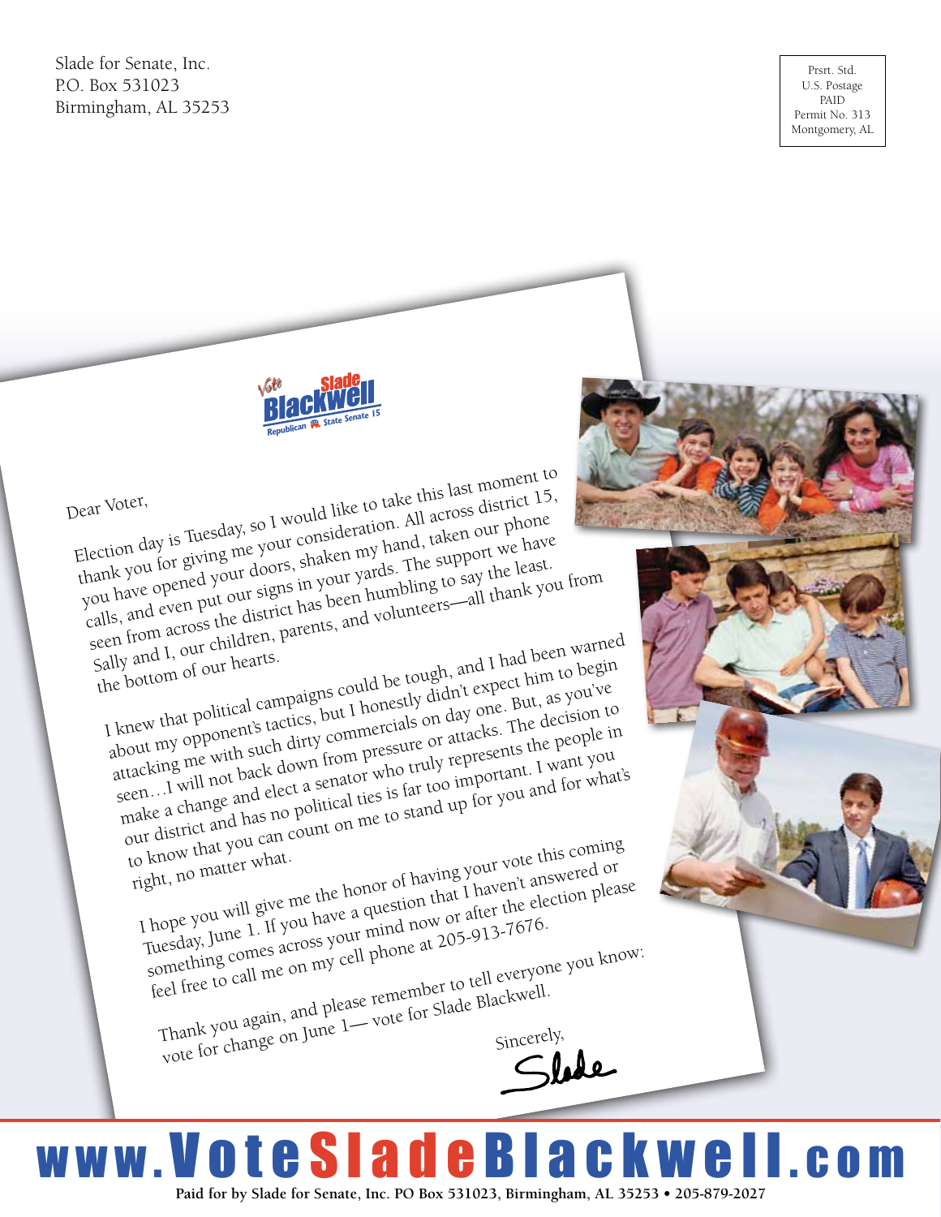Slade for Senate, Inc.
P.O. Box 531023
Birmingham, AL 35253

Prsrt. Std.
U.S. Postage
PAID
Permit No. 313
Montgomery, AL

Vote Slade Blackwell
Republican State Senate 15

Dear Voter,

Election day is Tuesday, so I would like to take this last moment to thank you for giving me your consideration. All across district 15, you have opened your doors, shaken my hand, taken our phone calls, and even put our signs in your yards. The support we have seen from across the district has been humbling to say the least. Sally and I, our children, parents, and volunteers—all thank you from the bottom of our hearts.

I knew that political campaigns could be tough, and I had been warned about my opponent's tactics, but I honestly didn't expect him to begin attacking me with such dirty commercials on day one. But, as you've seen…I will not back down from pressure or attacks. The decision to make a change and elect a senator who truly represents the people in our district and has no political ties is far too important. I want you to know that you can count on me to stand up for you and for what's right, no matter what.

I hope you will give me the honor of having your vote this coming Tuesday, June 1. If you have a question that I haven't answered or something comes across your mind now or after the election please feel free to call me on my cell phone at 205-913-7676.

Thank you again, and please remember to tell everyone you know: vote for change on June 1— vote for Slade Blackwell.

Sincerely,

Slade

# www.VoteSladeBlackwell.com

**Paid for by Slade for Senate, Inc. PO Box 531023, Birmingham, AL 35253 • 205-879-2027**